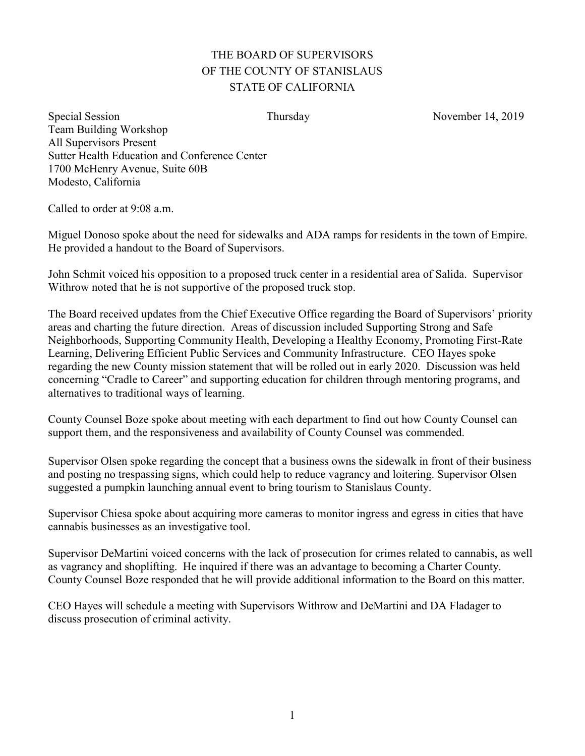# THE BOARD OF SUPERVISORS
# OF THE COUNTY OF STANISLAUS
# STATE OF CALIFORNIA

Special Session Thursday November 14, 2019
Team Building Workshop
All Supervisors Present
Sutter Health Education and Conference Center
1700 McHenry Avenue, Suite 60B
Modesto, California

Called to order at 9:08 a.m.

Miguel Donoso spoke about the need for sidewalks and ADA ramps for residents in the town of Empire. He provided a handout to the Board of Supervisors.

John Schmit voiced his opposition to a proposed truck center in a residential area of Salida. Supervisor Withrow noted that he is not supportive of the proposed truck stop.

The Board received updates from the Chief Executive Office regarding the Board of Supervisors' priority areas and charting the future direction. Areas of discussion included Supporting Strong and Safe Neighborhoods, Supporting Community Health, Developing a Healthy Economy, Promoting First-Rate Learning, Delivering Efficient Public Services and Community Infrastructure. CEO Hayes spoke regarding the new County mission statement that will be rolled out in early 2020. Discussion was held concerning "Cradle to Career" and supporting education for children through mentoring programs, and alternatives to traditional ways of learning.

County Counsel Boze spoke about meeting with each department to find out how County Counsel can support them, and the responsiveness and availability of County Counsel was commended.

Supervisor Olsen spoke regarding the concept that a business owns the sidewalk in front of their business and posting no trespassing signs, which could help to reduce vagrancy and loitering. Supervisor Olsen suggested a pumpkin launching annual event to bring tourism to Stanislaus County.

Supervisor Chiesa spoke about acquiring more cameras to monitor ingress and egress in cities that have cannabis businesses as an investigative tool.

Supervisor DeMartini voiced concerns with the lack of prosecution for crimes related to cannabis, as well as vagrancy and shoplifting. He inquired if there was an advantage to becoming a Charter County. County Counsel Boze responded that he will provide additional information to the Board on this matter.

CEO Hayes will schedule a meeting with Supervisors Withrow and DeMartini and DA Fladager to discuss prosecution of criminal activity.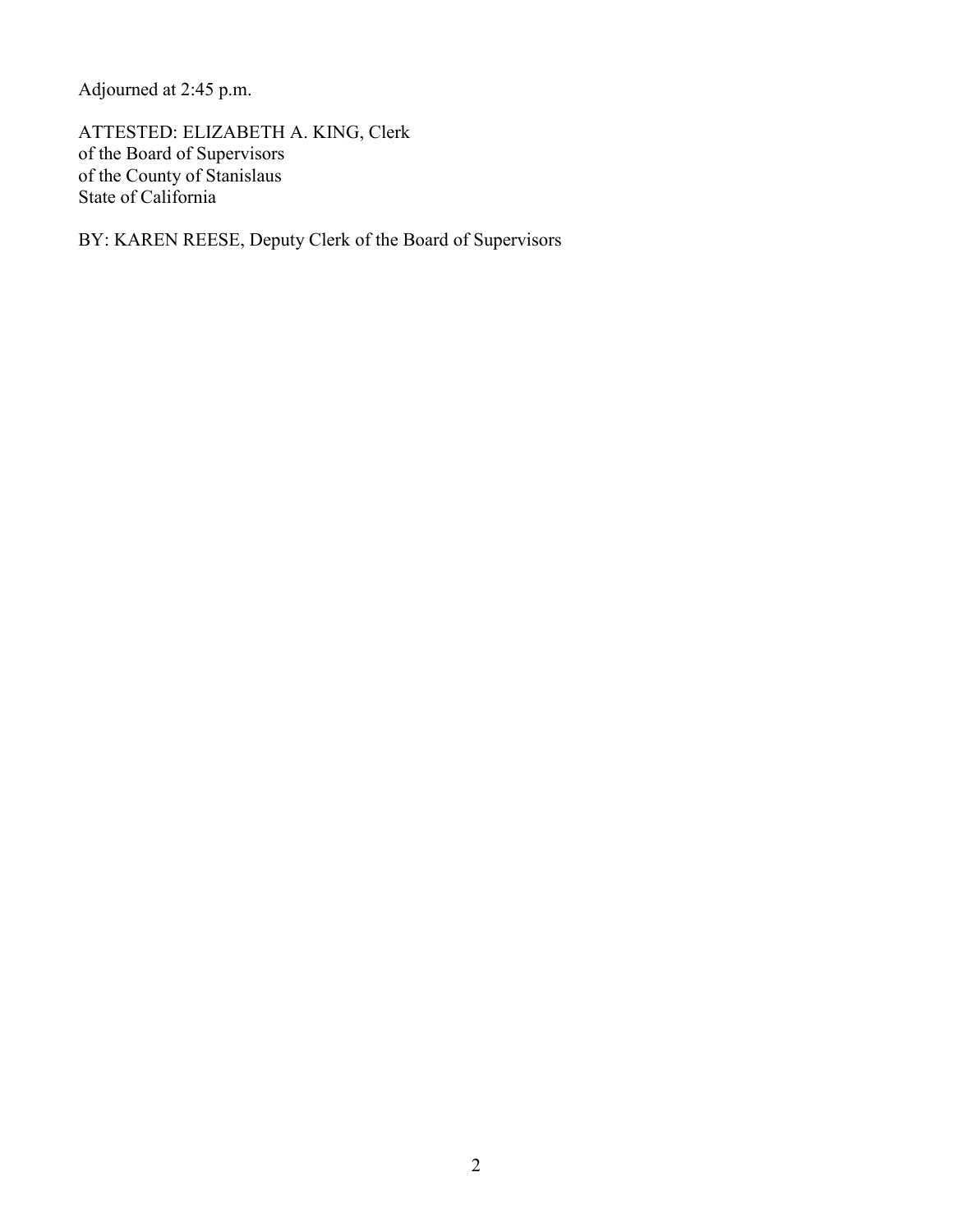Adjourned at 2:45 p.m.

ATTESTED: ELIZABETH A. KING, Clerk
of the Board of Supervisors
of the County of Stanislaus
State of California

BY: KAREN REESE, Deputy Clerk of the Board of Supervisors